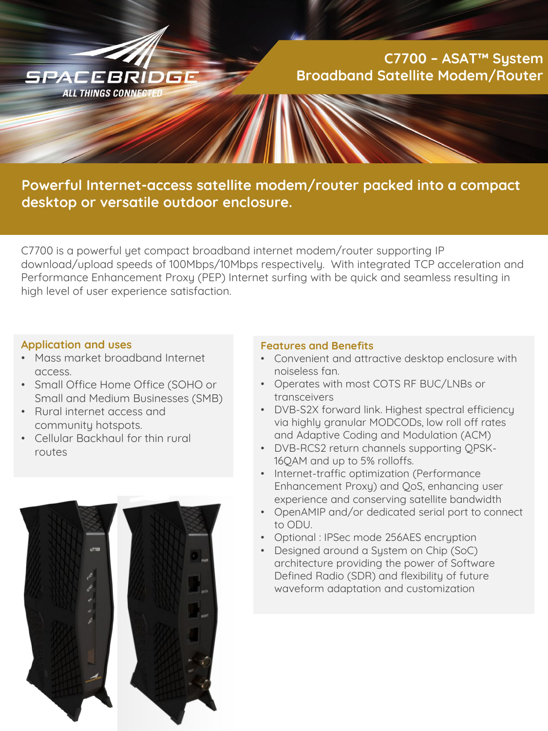SPACEBRIDGE

ALL THINGS CONNECTED

# C7700 – ASAT™ System Broadband Satellite Modem/Router

## Powerful Internet-access satellite modem/router packed into a compact desktop or versatile outdoor enclosure.

C7700 is a powerful yet compact broadband internet modem/router supporting IP download/upload speeds of 100Mbps/10Mbps respectively. With integrated TCP acceleration and Performance Enhancement Proxy (PEP) Internet surfing with be quick and seamless resulting in high level of user experience satisfaction.

### Application and uses

- Mass market broadband Internet access.
- Small Office Home Office (SOHO or Small and Medium Businesses (SMB)
- Rural internet access and community hotspots.
- Cellular Backhaul for thin rural routes

### Features and Benefits

- Convenient and attractive desktop enclosure with noiseless fan.
- Operates with most COTS RF BUC/LNBs or transceivers
- DVB-S2X forward link. Highest spectral efficiency via highly granular MODCODs, low roll off rates and Adaptive Coding and Modulation (ACM)
- DVB-RCS2 return channels supporting QPSK-16QAM and up to 5% rolloffs.
- Internet-traffic optimization (Performance Enhancement Proxy) and QoS, enhancing user experience and conserving satellite bandwidth
- OpenAMIP and/or dedicated serial port to connect to ODU.
- Optional : IPSec mode 256AES encryption
- Designed around a System on Chip (SoC) architecture providing the power of Software Defined Radio (SDR) and flexibility of future waveform adaptation and customization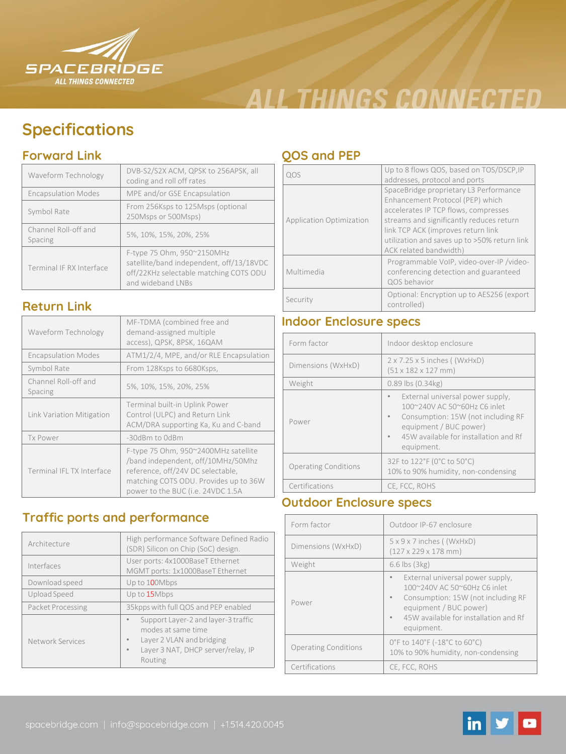# Specifications

## Forward Link

| | |
|---|---|
| Waveform Technology | DVB-S2/S2X ACM, QPSK to 256APSK, all coding and roll off rates |
| Encapsulation Modes | MPE and/or GSE Encapsulation |
| Symbol Rate | From 256Ksps to 125Msps (optional 250Msps or 500Msps) |
| Channel Roll-off and Spacing | 5%, 10%, 15%, 20%, 25% |
| Terminal IF RX Interface | F-type 75 Ohm, 950~2150MHz satellite/band independent, off/13/18VDC off/22KHz selectable matching COTS ODU and wideband LNBs |

## Return Link

| | |
|---|---|
| Waveform Technology | MF-TDMA (combined free and demand-assigned multiple access), QPSK, 8PSK, 16QAM |
| Encapsulation Modes | ATM1/2/4, MPE, and/or RLE Encapsulation |
| Symbol Rate | From 128Ksps to 6680Ksps, |
| Channel Roll-off and Spacing | 5%, 10%, 15%, 20%, 25% |
| Link Variation Mitigation | Terminal built-in Uplink Power Control (ULPC) and Return Link ACM/DRA supporting Ka, Ku and C-band |
| Tx Power | -30dBm to 0dBm |
| Terminal IFL TX Interface | F-type 75 Ohm, 950~2400MHz satellite /band independent, off/10MHz/50Mhz reference, off/24V DC selectable, matching COTS ODU. Provides up to 36W power to the BUC (i.e. 24VDC 1.5A |

## Traffic ports and performance

| | |
|---|---|
| Architecture | High performance Software Defined Radio (SDR) Silicon on Chip (SoC) design. |
| Interfaces | User ports: 4x1000BaseT Ethernet<br>MGMT ports: 1x1000BaseT Ethernet |
| Download speed | Up to 100Mbps |
| Upload Speed | Up to 15Mbps |
| Packet Processing | 35kpps with full QOS and PEP enabled |
| Network Services | • Support Layer-2 and layer-3 traffic modes at same time<br>• Layer 2 VLAN and bridging<br>• Layer 3 NAT, DHCP server/relay, IP Routing |

## QOS and PEP

| | |
|---|---|
| QOS | Up to 8 flows QOS, based on TOS/DSCP,IP addresses, protocol and ports |
| Application Optimization | SpaceBridge proprietary L3 Performance Enhancement Protocol (PEP) which accelerates IP TCP flows, compresses streams and significantly reduces return link TCP ACK (improves return link utilization and saves up to >50% return link ACK related bandwidth) |
| Multimedia | Programmable VoIP, video-over-IP /video-conferencing detection and guaranteed QOS behavior |
| Security | Optional: Encryption up to AES256 (export controlled) |

## Indoor Enclosure specs

| | |
|---|---|
| Form factor | Indoor desktop enclosure |
| Dimensions (WxHxD) | 2 x 7.25 x 5 inches ( (WxHxD)<br>(51 x 182 x 127 mm) |
| Weight | 0.89 lbs (0.34kg) |
| Power | • External universal power supply, 100~240V AC 50~60Hz C6 inlet<br>• Consumption: 15W (not including RF equipment / BUC power)<br>• 45W available for installation and Rf equipment. |
| Operating Conditions | 32F to 122°F (0°C to 50°C)<br>10% to 90% humidity, non-condensing |
| Certifications | CE, FCC, ROHS |

## Outdoor Enclosure specs

| | |
|---|---|
| Form factor | Outdoor IP-67 enclosure |
| Dimensions (WxHxD) | 5 x 9 x 7 inches ( (WxHxD)<br>(127 x 229 x 178 mm) |
| Weight | 6.6 lbs (3kg) |
| Power | • External universal power supply, 100~240V AC 50~60Hz C6 inlet<br>• Consumption: 15W (not including RF equipment / BUC power)<br>• 45W available for installation and Rf equipment. |
| Operating Conditions | 0°F to 140°F (-18°C to 60°C)<br>10% to 90% humidity, non-condensing |
| Certifications | CE, FCC, ROHS |

spacebridge.com | info@spacebridge.com | +1.514.420.0045